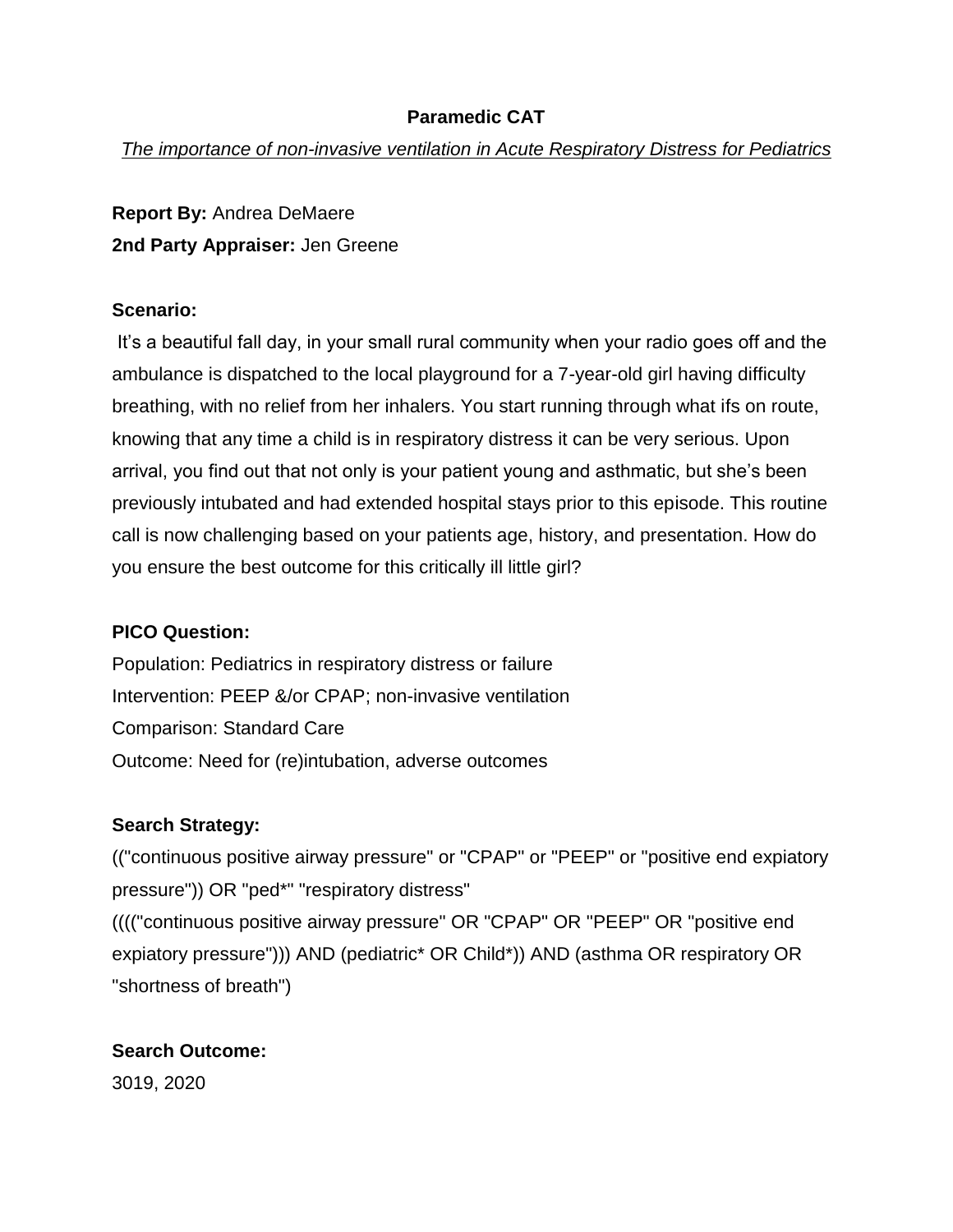# Paramedic CAT

*The importance of non-invasive ventilation in Acute Respiratory Distress for Pediatrics*

**Report By:** Andrea DeMaere

**2nd Party Appraiser:** Jen Greene

**Scenario:**

It's a beautiful fall day, in your small rural community when your radio goes off and the ambulance is dispatched to the local playground for a 7-year-old girl having difficulty breathing, with no relief from her inhalers. You start running through what ifs on route, knowing that any time a child is in respiratory distress it can be very serious. Upon arrival, you find out that not only is your patient young and asthmatic, but she's been previously intubated and had extended hospital stays prior to this episode. This routine call is now challenging based on your patients age, history, and presentation. How do you ensure the best outcome for this critically ill little girl?

**PICO Question:**

Population: Pediatrics in respiratory distress or failure

Intervention: PEEP &/or CPAP; non-invasive ventilation

Comparison: Standard Care

Outcome: Need for (re)intubation, adverse outcomes

**Search Strategy:**

(("continuous positive airway pressure" or "CPAP" or "PEEP" or "positive end expiatory pressure")) OR "ped*" "respiratory distress"

(((("continuous positive airway pressure" OR "CPAP" OR "PEEP" OR "positive end expiatory pressure"))) AND (pediatric* OR Child*)) AND (asthma OR respiratory OR "shortness of breath")

**Search Outcome:**

3019, 2020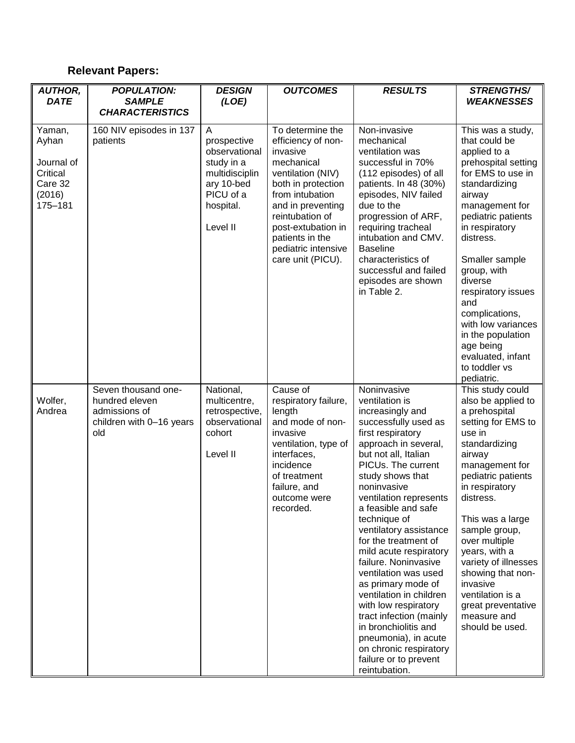## Relevant Papers:

| *AUTHOR, DATE* | *POPULATION: SAMPLE CHARACTERISTICS* | *DESIGN (LOE)* | *OUTCOMES* | *RESULTS* | *STRENGTHS/ WEAKNESSES* |
|---|---|---|---|---|---|
| Yaman, Ayhan<br><br>Journal of Critical Care 32 (2016) 175–181 | 160 NIV episodes in 137 patients | A prospective observational study in a multidisciplinary 10-bed PICU of a hospital.<br><br>Level II | To determine the efficiency of non-invasive mechanical ventilation (NIV) both in protection from intubation and in preventing reintubation of post-extubation in patients in the pediatric intensive care unit (PICU). | Non-invasive mechanical ventilation was successful in 70% (112 episodes) of all patients. In 48 (30%) episodes, NIV failed due to the progression of ARF, requiring tracheal intubation and CMV. Baseline characteristics of successful and failed episodes are shown in Table 2. | This was a study, that could be applied to a prehospital setting for EMS to use in standardizing airway management for pediatric patients in respiratory distress.<br><br>Smaller sample group, with diverse respiratory issues and complications, with low variances in the population age being evaluated, infant to toddler vs pediatric. |
| Wolfer, Andrea | Seven thousand one-hundred eleven admissions of children with 0–16 years old | National, multicentre, retrospective, observational cohort<br><br>Level II | Cause of respiratory failure, length and mode of non-invasive ventilation, type of interfaces, incidence of treatment failure, and outcome were recorded. | Noninvasive ventilation is increasingly and successfully used as first respiratory approach in several, but not all, Italian PICUs. The current study shows that noninvasive ventilation represents a feasible and safe technique of ventilatory assistance for the treatment of mild acute respiratory failure. Noninvasive ventilation was used as primary mode of ventilation in children with low respiratory tract infection (mainly in bronchiolitis and pneumonia), in acute on chronic respiratory failure or to prevent reintubation. | This study could also be applied to a prehospital setting for EMS to use in standardizing airway management for pediatric patients in respiratory distress.<br><br>This was a large sample group, over multiple years, with a variety of illnesses showing that non-invasive ventilation is a great preventative measure and should be used. |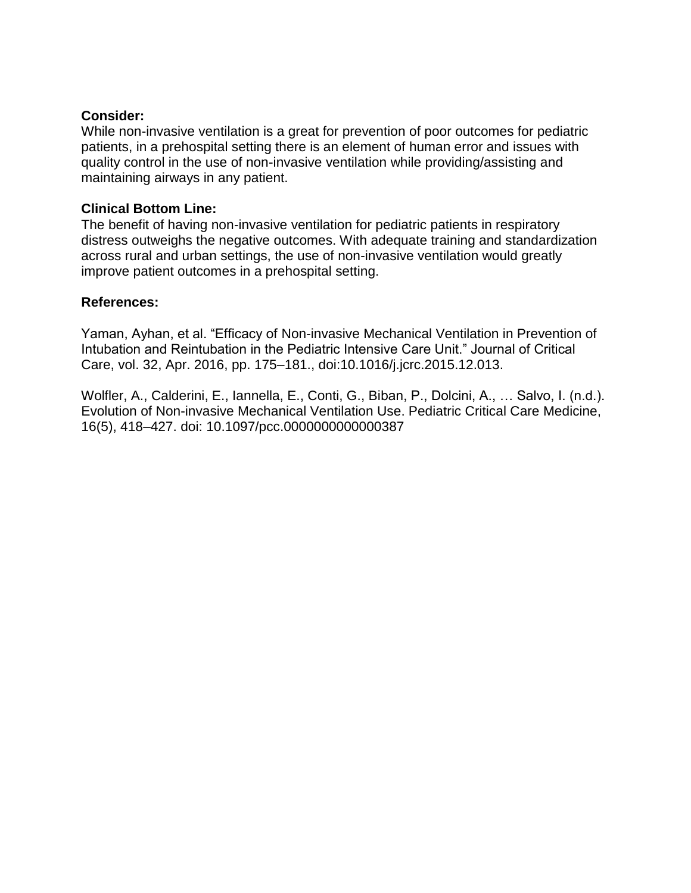**Consider:**
While non-invasive ventilation is a great for prevention of poor outcomes for pediatric patients, in a prehospital setting there is an element of human error and issues with quality control in the use of non-invasive ventilation while providing/assisting and maintaining airways in any patient.

**Clinical Bottom Line:**
The benefit of having non-invasive ventilation for pediatric patients in respiratory distress outweighs the negative outcomes. With adequate training and standardization across rural and urban settings, the use of non-invasive ventilation would greatly improve patient outcomes in a prehospital setting.

**References:**

Yaman, Ayhan, et al. "Efficacy of Non-invasive Mechanical Ventilation in Prevention of Intubation and Reintubation in the Pediatric Intensive Care Unit." Journal of Critical Care, vol. 32, Apr. 2016, pp. 175–181., doi:10.1016/j.jcrc.2015.12.013.

Wolfler, A., Calderini, E., Iannella, E., Conti, G., Biban, P., Dolcini, A., … Salvo, I. (n.d.). Evolution of Non-invasive Mechanical Ventilation Use. Pediatric Critical Care Medicine, 16(5), 418–427. doi: 10.1097/pcc.0000000000000387